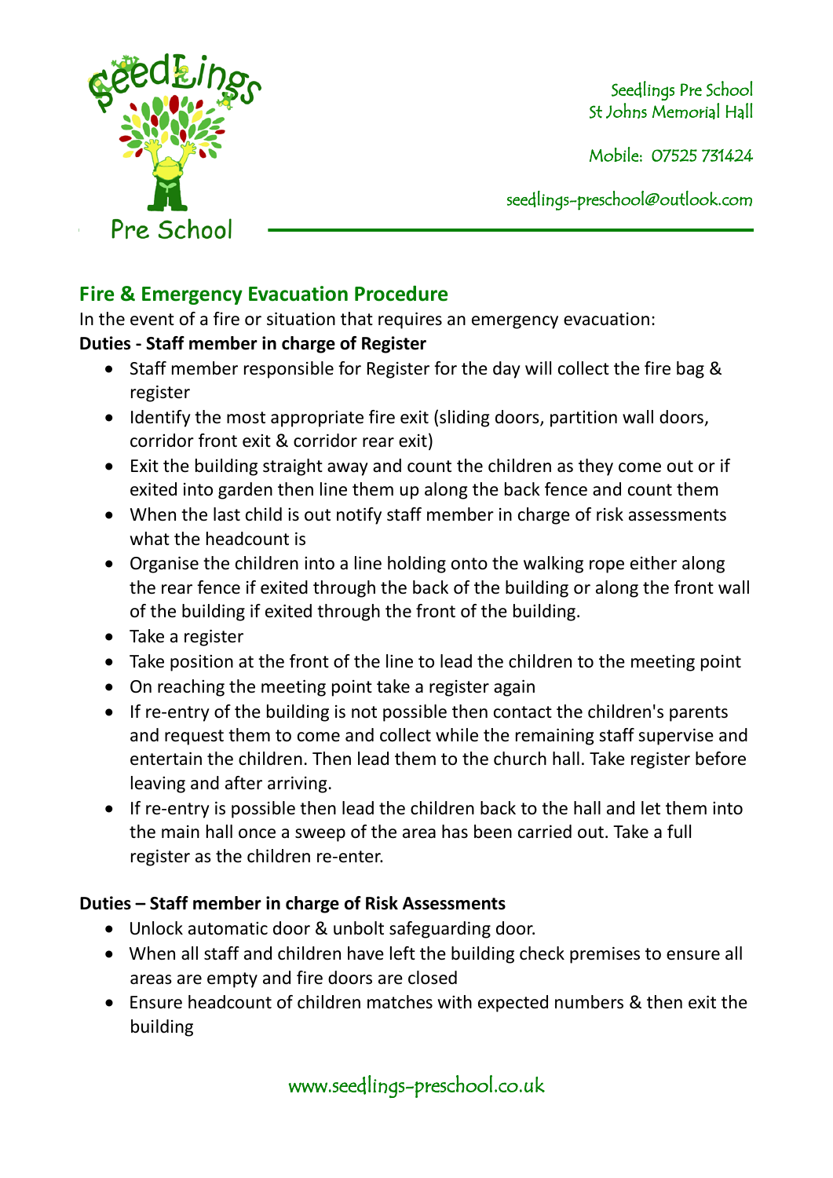Seedlings Pre School
St Johns Memorial Hall

Mobile: 07525 731424

seedlings-preschool@outlook.com

## Fire & Emergency Evacuation Procedure

In the event of a fire or situation that requires an emergency evacuation:

**Duties - Staff member in charge of Register**

- Staff member responsible for Register for the day will collect the fire bag & register
- Identify the most appropriate fire exit (sliding doors, partition wall doors, corridor front exit & corridor rear exit)
- Exit the building straight away and count the children as they come out or if exited into garden then line them up along the back fence and count them
- When the last child is out notify staff member in charge of risk assessments what the headcount is
- Organise the children into a line holding onto the walking rope either along the rear fence if exited through the back of the building or along the front wall of the building if exited through the front of the building.
- Take a register
- Take position at the front of the line to lead the children to the meeting point
- On reaching the meeting point take a register again
- If re-entry of the building is not possible then contact the children's parents and request them to come and collect while the remaining staff supervise and entertain the children. Then lead them to the church hall. Take register before leaving and after arriving.
- If re-entry is possible then lead the children back to the hall and let them into the main hall once a sweep of the area has been carried out. Take a full register as the children re-enter.

**Duties – Staff member in charge of Risk Assessments**

- Unlock automatic door & unbolt safeguarding door.
- When all staff and children have left the building check premises to ensure all areas are empty and fire doors are closed
- Ensure headcount of children matches with expected numbers & then exit the building

www.seedlings-preschool.co.uk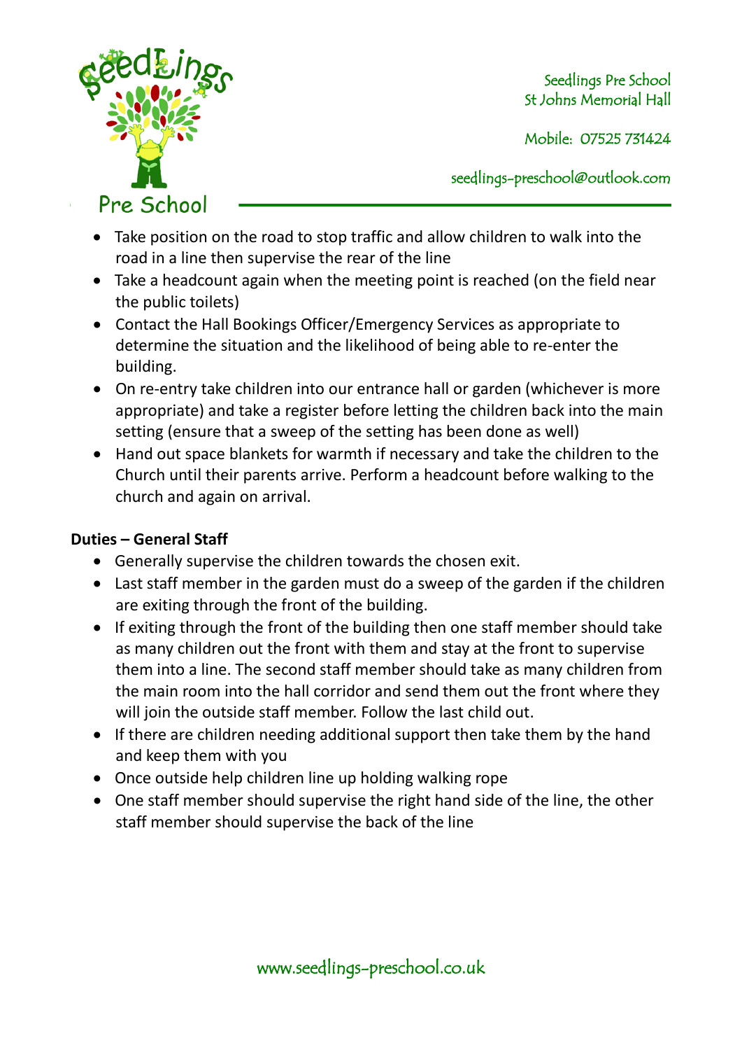- Take position on the road to stop traffic and allow children to walk into the road in a line then supervise the rear of the line
- Take a headcount again when the meeting point is reached (on the field near the public toilets)
- Contact the Hall Bookings Officer/Emergency Services as appropriate to determine the situation and the likelihood of being able to re-enter the building.
- On re-entry take children into our entrance hall or garden (whichever is more appropriate) and take a register before letting the children back into the main setting (ensure that a sweep of the setting has been done as well)
- Hand out space blankets for warmth if necessary and take the children to the Church until their parents arrive. Perform a headcount before walking to the church and again on arrival.

**Duties – General Staff**

- Generally supervise the children towards the chosen exit.
- Last staff member in the garden must do a sweep of the garden if the children are exiting through the front of the building.
- If exiting through the front of the building then one staff member should take as many children out the front with them and stay at the front to supervise them into a line. The second staff member should take as many children from the main room into the hall corridor and send them out the front where they will join the outside staff member. Follow the last child out.
- If there are children needing additional support then take them by the hand and keep them with you
- Once outside help children line up holding walking rope
- One staff member should supervise the right hand side of the line, the other staff member should supervise the back of the line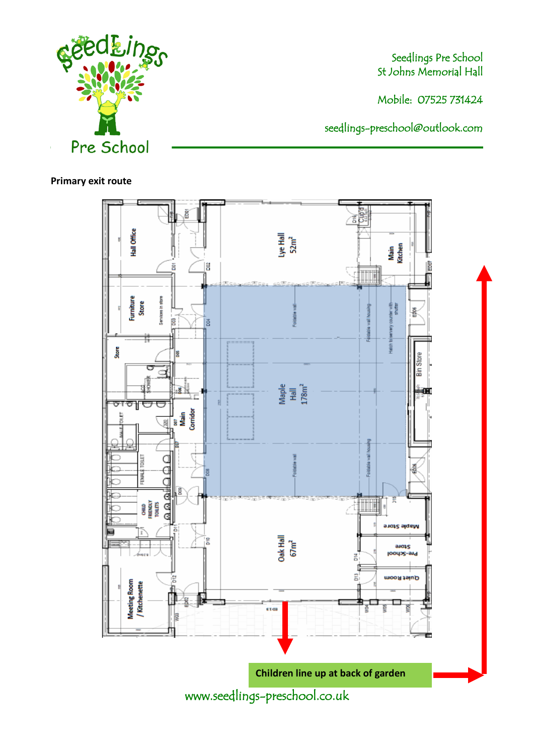Seedlings Pre School
St Johns Memorial Hall

Mobile: 07525 731424

seedlings-preschool@outlook.com

**Primary exit route**

Hall Office | Lye Hall 52m² | Main Kitchen | Furniture Store | Store | Maple Hall 178m² | Main Corridor | Bin Store | MALE TOILET | FEMALE TOILET | CHILD FRIENDLY TOILETS | Oak Hall 67m² | Maple Store | Pre-School Store | Quiet Room | Meeting Room / Kitchenette

**Children line up at back of garden**

www.seedlings-preschool.co.uk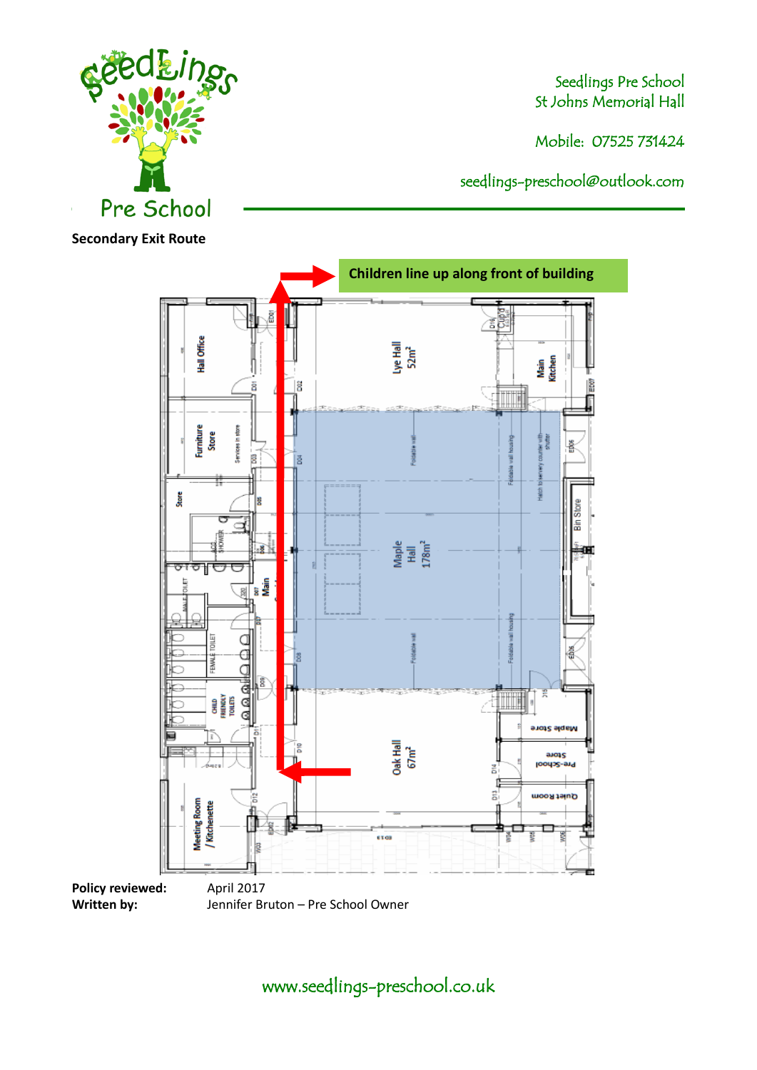Seedlings Pre School
St Johns Memorial Hall

Mobile: 07525 731424

seedlings-preschool@outlook.com

**Secondary Exit Route**

Children line up along front of building

**Policy reviewed:** April 2017
**Written by:** Jennifer Bruton – Pre School Owner

www.seedlings-preschool.co.uk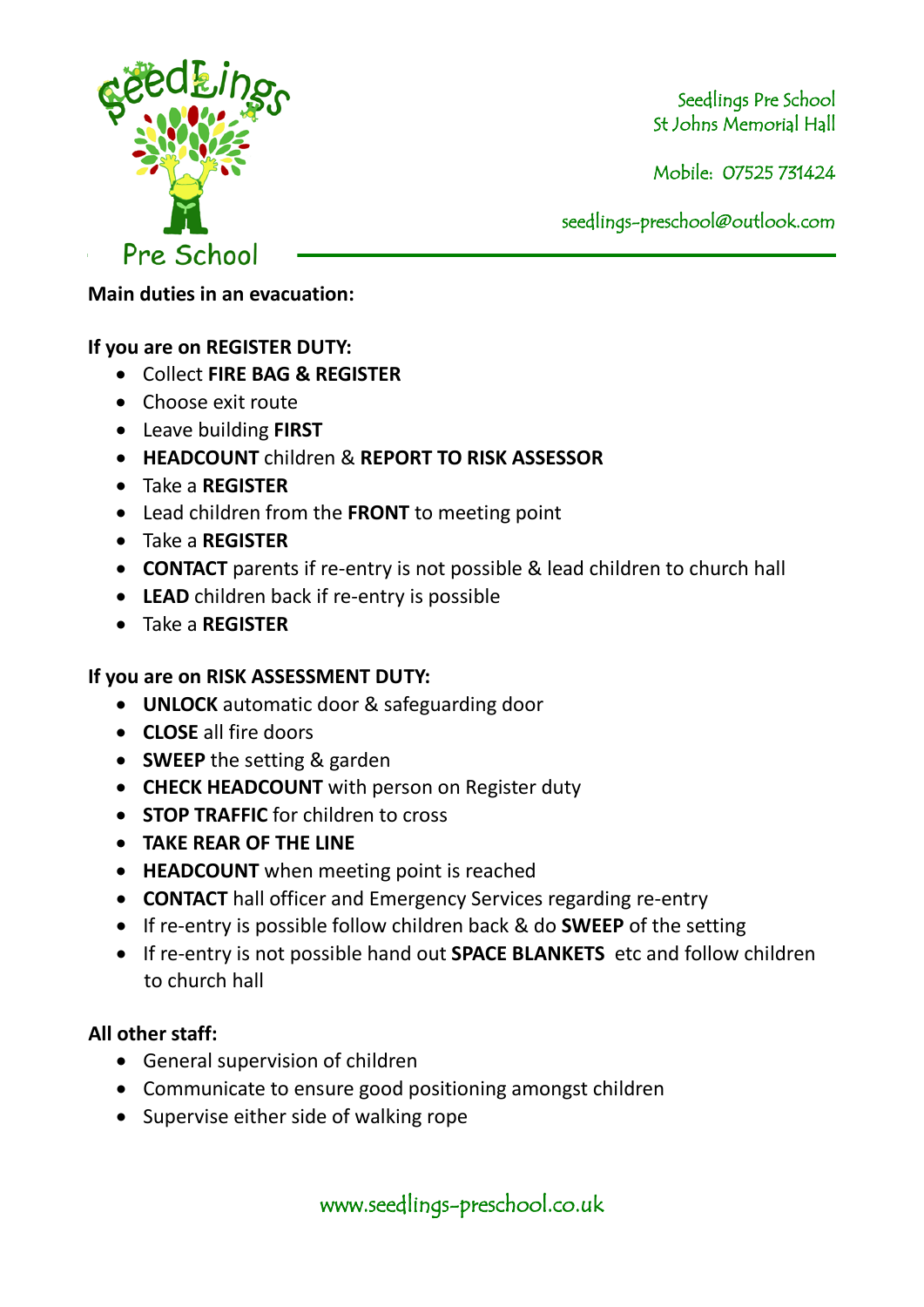Seedlings Pre School
St Johns Memorial Hall

Mobile: 07525 731424

seedlings-preschool@outlook.com

**Main duties in an evacuation:**

**If you are on REGISTER DUTY:**

- Collect **FIRE BAG & REGISTER**
- Choose exit route
- Leave building **FIRST**
- **HEADCOUNT** children & **REPORT TO RISK ASSESSOR**
- Take a **REGISTER**
- Lead children from the **FRONT** to meeting point
- Take a **REGISTER**
- **CONTACT** parents if re-entry is not possible & lead children to church hall
- **LEAD** children back if re-entry is possible
- Take a **REGISTER**

**If you are on RISK ASSESSMENT DUTY:**

- **UNLOCK** automatic door & safeguarding door
- **CLOSE** all fire doors
- **SWEEP** the setting & garden
- **CHECK HEADCOUNT** with person on Register duty
- **STOP TRAFFIC** for children to cross
- **TAKE REAR OF THE LINE**
- **HEADCOUNT** when meeting point is reached
- **CONTACT** hall officer and Emergency Services regarding re-entry
- If re-entry is possible follow children back & do **SWEEP** of the setting
- If re-entry is not possible hand out **SPACE BLANKETS** etc and follow children to church hall

**All other staff:**

- General supervision of children
- Communicate to ensure good positioning amongst children
- Supervise either side of walking rope

www.seedlings-preschool.co.uk